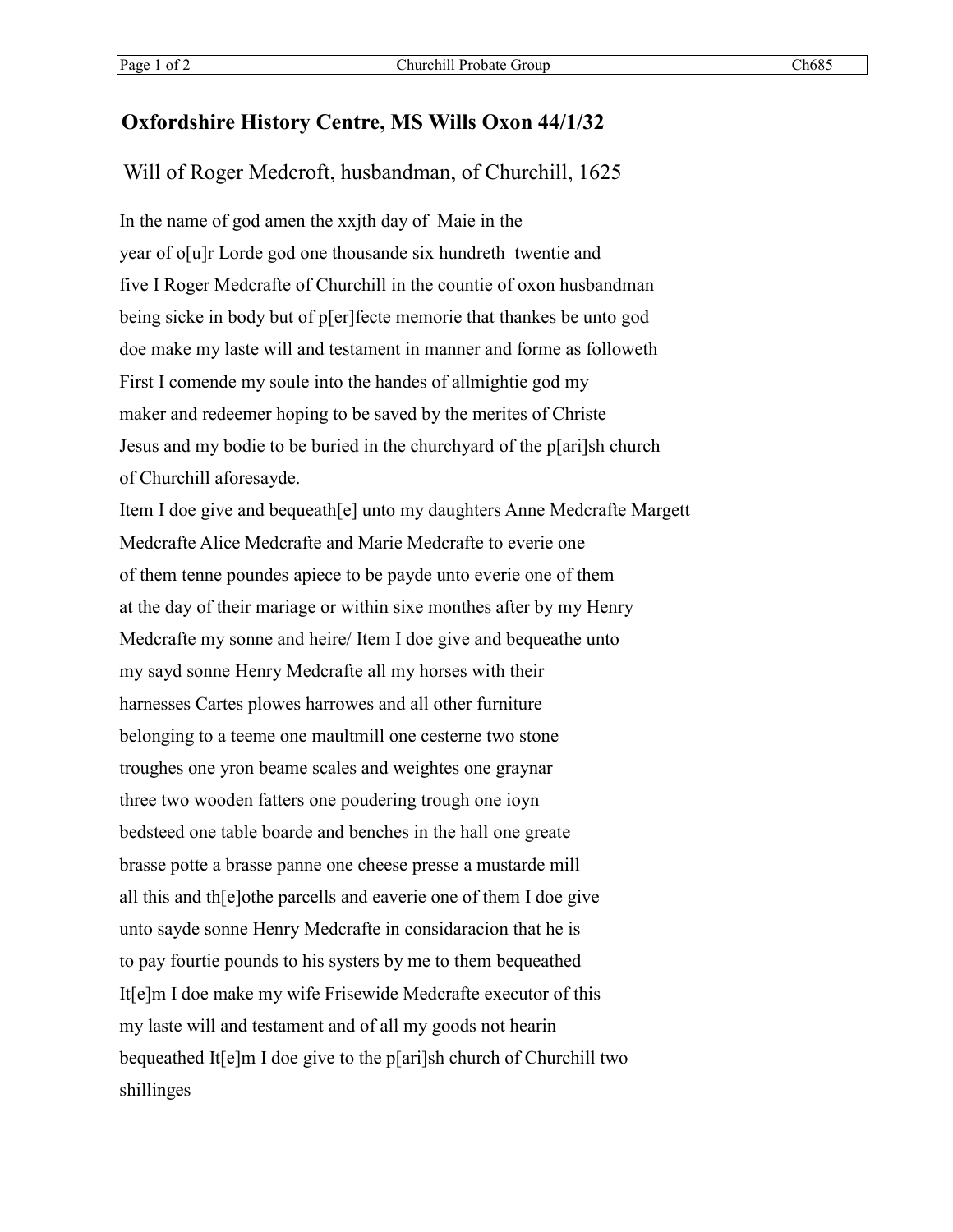**Oxfordshire History Centre, MS Wills Oxon 44/1/32**

Will of Roger Medcroft, husbandman, of Churchill, 1625

In the name of god amen the xxjth day of Maie in the
year of o[u]r Lorde god one thousande six hundreth twentie and
five I Roger Medcrafte of Churchill in the countie of oxon husbandman
being sicke in body but of p[er]fecte memorie ~~that~~ thankes be unto god
doe make my laste will and testament in manner and forme as followeth
First I comende my soule into the handes of allmightie god my
maker and redeemer hoping to be saved by the merites of Christe
Jesus and my bodie to be buried in the churchyard of the p[ari]sh church
of Churchill aforesayde.
Item I doe give and bequeath[e] unto my daughters Anne Medcrafte Margett
Medcrafte Alice Medcrafte and Marie Medcrafte to everie one
of them tenne poundes apiece to be payde unto everie one of them
at the day of their mariage or within sixe monthes after by ~~my~~ Henry
Medcrafte my sonne and heire/ Item I doe give and bequeathe unto
my sayd sonne Henry Medcrafte all my horses with their
harnesses Cartes plowes harrowes and all other furniture
belonging to a teeme one maultmill one cesterne two stone
troughes one yron beame scales and weightes one graynar
three two wooden fatters one poudering trough one ioyn
bedsteed one table boarde and benches in the hall one greate
brasse potte a brasse panne one cheese presse a mustarde mill
all this and th[e]othe parcells and eaverie one of them I doe give
unto sayde sonne Henry Medcrafte in considaracion that he is
to pay fourtie pounds to his systers by me to them bequeathed
It[e]m I doe make my wife Frisewide Medcrafte executor of this
my laste will and testament and of all my goods not hearin
bequeathed It[e]m I doe give to the p[ari]sh church of Churchill two
shillinges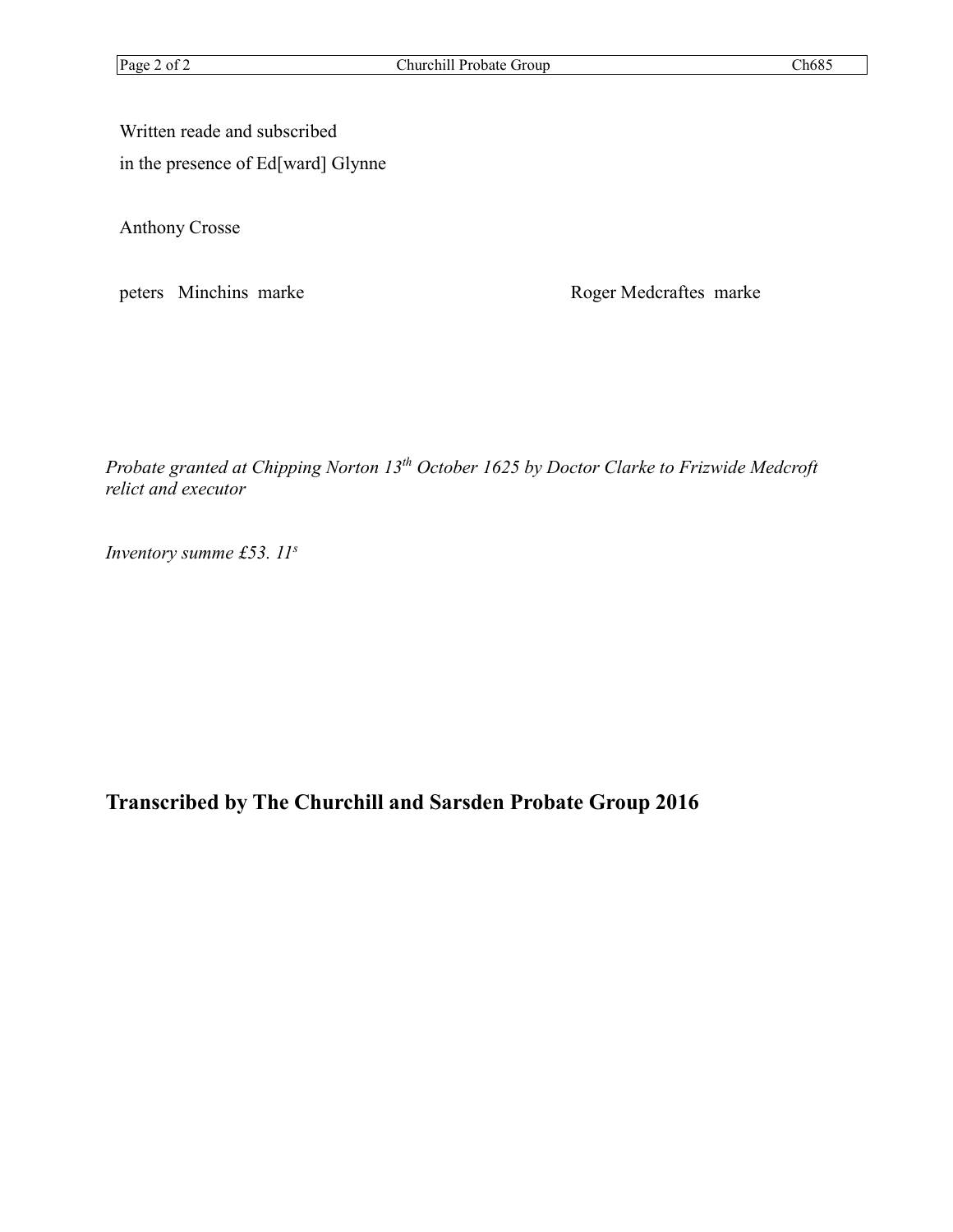Written reade and subscribed

in the presence of Ed[ward] Glynne

Anthony Crosse

peters Minchins marke                                                Roger Medcraftes marke

*Probate granted at Chipping Norton 13th October 1625 by Doctor Clarke to Frizwide Medcroft relict and executor*

*Inventory summe £53. 11s*

**Transcribed by The Churchill and Sarsden Probate Group 2016**